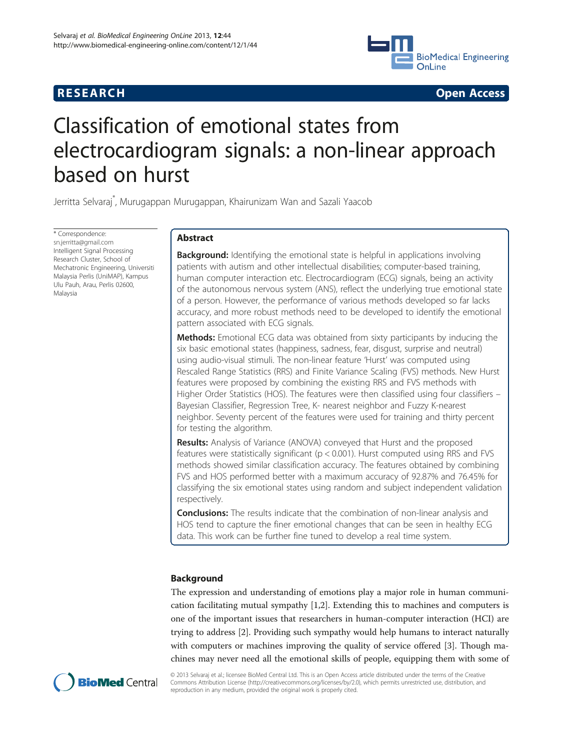**RESEARCH** **Open Access**

# Classification of emotional states from electrocardiogram signals: a non-linear approach based on hurst

Jerritta Selvaraj*, Murugappan Murugappan, Khairunizam Wan and Sazali Yaacob

\* Correspondence: sn.jerritta@gmail.com
Intelligent Signal Processing Research Cluster, School of Mechatronic Engineering, Universiti Malaysia Perlis (UniMAP), Kampus Ulu Pauh, Arau, Perlis 02600, Malaysia

## Abstract

**Background:** Identifying the emotional state is helpful in applications involving patients with autism and other intellectual disabilities; computer-based training, human computer interaction etc. Electrocardiogram (ECG) signals, being an activity of the autonomous nervous system (ANS), reflect the underlying true emotional state of a person. However, the performance of various methods developed so far lacks accuracy, and more robust methods need to be developed to identify the emotional pattern associated with ECG signals.

**Methods:** Emotional ECG data was obtained from sixty participants by inducing the six basic emotional states (happiness, sadness, fear, disgust, surprise and neutral) using audio-visual stimuli. The non-linear feature 'Hurst' was computed using Rescaled Range Statistics (RRS) and Finite Variance Scaling (FVS) methods. New Hurst features were proposed by combining the existing RRS and FVS methods with Higher Order Statistics (HOS). The features were then classified using four classifiers – Bayesian Classifier, Regression Tree, K- nearest neighbor and Fuzzy K-nearest neighbor. Seventy percent of the features were used for training and thirty percent for testing the algorithm.

**Results:** Analysis of Variance (ANOVA) conveyed that Hurst and the proposed features were statistically significant ($p < 0.001$). Hurst computed using RRS and FVS methods showed similar classification accuracy. The features obtained by combining FVS and HOS performed better with a maximum accuracy of 92.87% and 76.45% for classifying the six emotional states using random and subject independent validation respectively.

**Conclusions:** The results indicate that the combination of non-linear analysis and HOS tend to capture the finer emotional changes that can be seen in healthy ECG data. This work can be further fine tuned to develop a real time system.

## Background

The expression and understanding of emotions play a major role in human communication facilitating mutual sympathy [1,2]. Extending this to machines and computers is one of the important issues that researchers in human-computer interaction (HCI) are trying to address [2]. Providing such sympathy would help humans to interact naturally with computers or machines improving the quality of service offered [3]. Though machines may never need all the emotional skills of people, equipping them with some of

© 2013 Selvaraj et al.; licensee BioMed Central Ltd. This is an Open Access article distributed under the terms of the Creative Commons Attribution License (http://creativecommons.org/licenses/by/2.0), which permits unrestricted use, distribution, and reproduction in any medium, provided the original work is properly cited.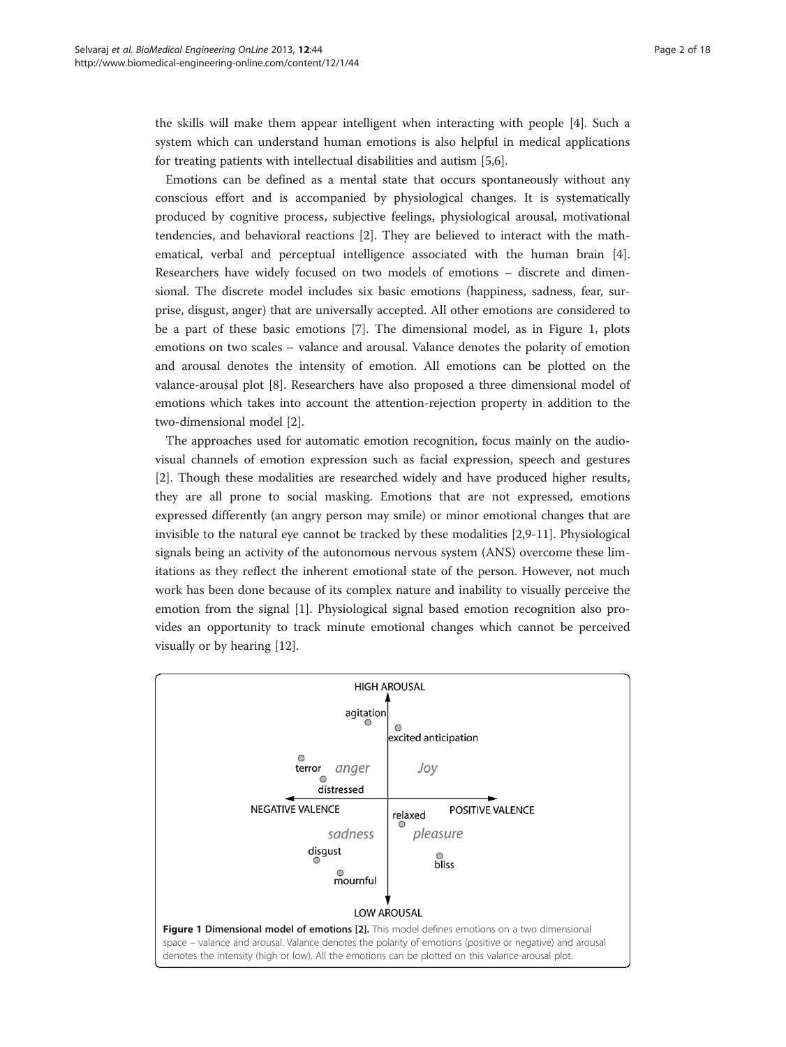the skills will make them appear intelligent when interacting with people [4]. Such a system which can understand human emotions is also helpful in medical applications for treating patients with intellectual disabilities and autism [5,6].

Emotions can be defined as a mental state that occurs spontaneously without any conscious effort and is accompanied by physiological changes. It is systematically produced by cognitive process, subjective feelings, physiological arousal, motivational tendencies, and behavioral reactions [2]. They are believed to interact with the mathematical, verbal and perceptual intelligence associated with the human brain [4]. Researchers have widely focused on two models of emotions – discrete and dimensional. The discrete model includes six basic emotions (happiness, sadness, fear, surprise, disgust, anger) that are universally accepted. All other emotions are considered to be a part of these basic emotions [7]. The dimensional model, as in Figure 1, plots emotions on two scales – valance and arousal. Valance denotes the polarity of emotion and arousal denotes the intensity of emotion. All emotions can be plotted on the valance-arousal plot [8]. Researchers have also proposed a three dimensional model of emotions which takes into account the attention-rejection property in addition to the two-dimensional model [2].

The approaches used for automatic emotion recognition, focus mainly on the audio-visual channels of emotion expression such as facial expression, speech and gestures [2]. Though these modalities are researched widely and have produced higher results, they are all prone to social masking. Emotions that are not expressed, emotions expressed differently (an angry person may smile) or minor emotional changes that are invisible to the natural eye cannot be tracked by these modalities [2,9-11]. Physiological signals being an activity of the autonomous nervous system (ANS) overcome these limitations as they reflect the inherent emotional state of the person. However, not much work has been done because of its complex nature and inability to visually perceive the emotion from the signal [1]. Physiological signal based emotion recognition also provides an opportunity to track minute emotional changes which cannot be perceived visually or by hearing [12].

HIGH AROUSAL

agitation

excited anticipation

terror *anger* *Joy*

distressed

NEGATIVE VALENCE POSITIVE VALENCE

relaxed

*sadness* *pleasure*

disgust

bliss

mournful

LOW AROUSAL

**Figure 1 Dimensional model of emotions [2].** This model defines emotions on a two dimensional space – valance and arousal. Valance denotes the polarity of emotions (positive or negative) and arousal denotes the intensity (high or low). All the emotions can be plotted on this valance-arousal plot.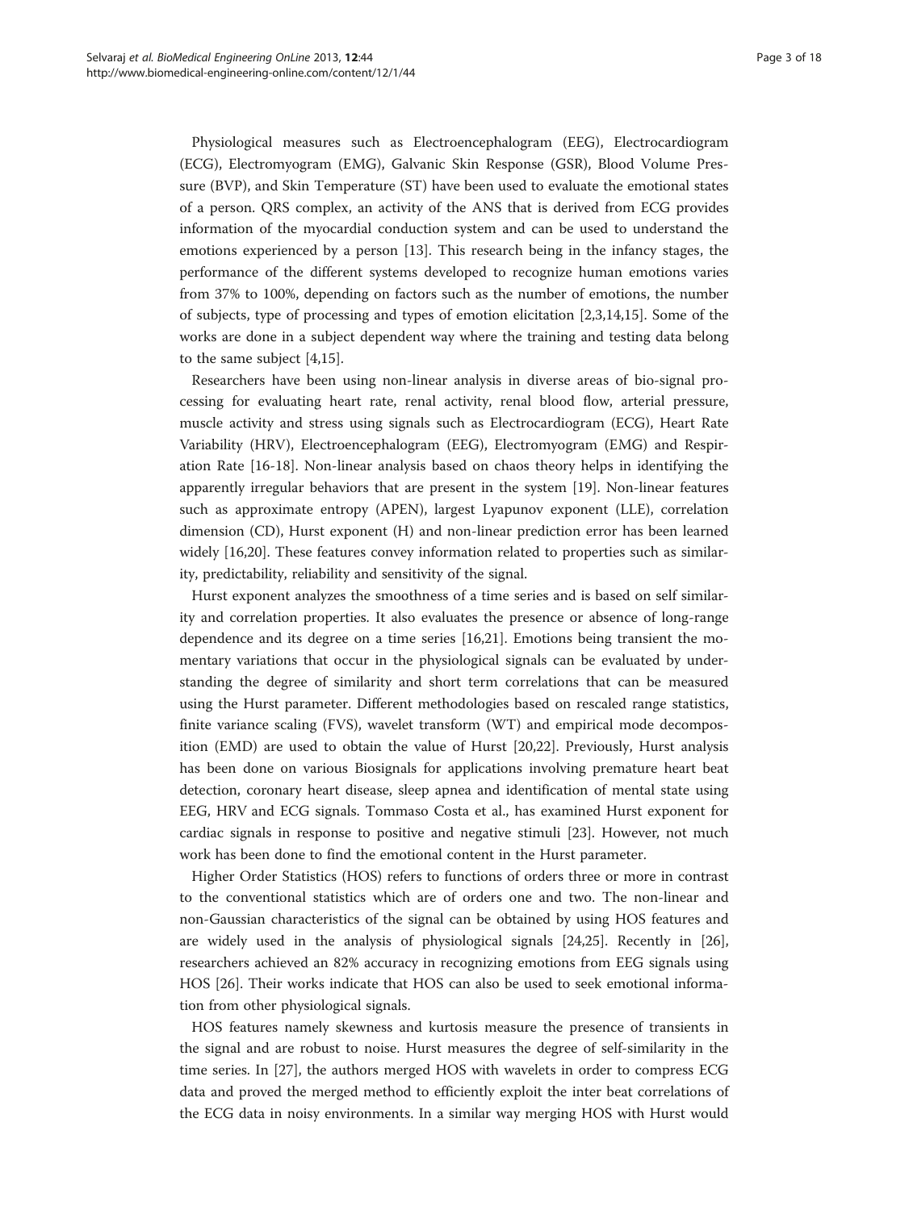Physiological measures such as Electroencephalogram (EEG), Electrocardiogram (ECG), Electromyogram (EMG), Galvanic Skin Response (GSR), Blood Volume Pressure (BVP), and Skin Temperature (ST) have been used to evaluate the emotional states of a person. QRS complex, an activity of the ANS that is derived from ECG provides information of the myocardial conduction system and can be used to understand the emotions experienced by a person [13]. This research being in the infancy stages, the performance of the different systems developed to recognize human emotions varies from 37% to 100%, depending on factors such as the number of emotions, the number of subjects, type of processing and types of emotion elicitation [2,3,14,15]. Some of the works are done in a subject dependent way where the training and testing data belong to the same subject [4,15].

Researchers have been using non-linear analysis in diverse areas of bio-signal processing for evaluating heart rate, renal activity, renal blood flow, arterial pressure, muscle activity and stress using signals such as Electrocardiogram (ECG), Heart Rate Variability (HRV), Electroencephalogram (EEG), Electromyogram (EMG) and Respiration Rate [16-18]. Non-linear analysis based on chaos theory helps in identifying the apparently irregular behaviors that are present in the system [19]. Non-linear features such as approximate entropy (APEN), largest Lyapunov exponent (LLE), correlation dimension (CD), Hurst exponent (H) and non-linear prediction error has been learned widely [16,20]. These features convey information related to properties such as similarity, predictability, reliability and sensitivity of the signal.

Hurst exponent analyzes the smoothness of a time series and is based on self similarity and correlation properties. It also evaluates the presence or absence of long-range dependence and its degree on a time series [16,21]. Emotions being transient the momentary variations that occur in the physiological signals can be evaluated by understanding the degree of similarity and short term correlations that can be measured using the Hurst parameter. Different methodologies based on rescaled range statistics, finite variance scaling (FVS), wavelet transform (WT) and empirical mode decomposition (EMD) are used to obtain the value of Hurst [20,22]. Previously, Hurst analysis has been done on various Biosignals for applications involving premature heart beat detection, coronary heart disease, sleep apnea and identification of mental state using EEG, HRV and ECG signals. Tommaso Costa et al., has examined Hurst exponent for cardiac signals in response to positive and negative stimuli [23]. However, not much work has been done to find the emotional content in the Hurst parameter.

Higher Order Statistics (HOS) refers to functions of orders three or more in contrast to the conventional statistics which are of orders one and two. The non-linear and non-Gaussian characteristics of the signal can be obtained by using HOS features and are widely used in the analysis of physiological signals [24,25]. Recently in [26], researchers achieved an 82% accuracy in recognizing emotions from EEG signals using HOS [26]. Their works indicate that HOS can also be used to seek emotional information from other physiological signals.

HOS features namely skewness and kurtosis measure the presence of transients in the signal and are robust to noise. Hurst measures the degree of self-similarity in the time series. In [27], the authors merged HOS with wavelets in order to compress ECG data and proved the merged method to efficiently exploit the inter beat correlations of the ECG data in noisy environments. In a similar way merging HOS with Hurst would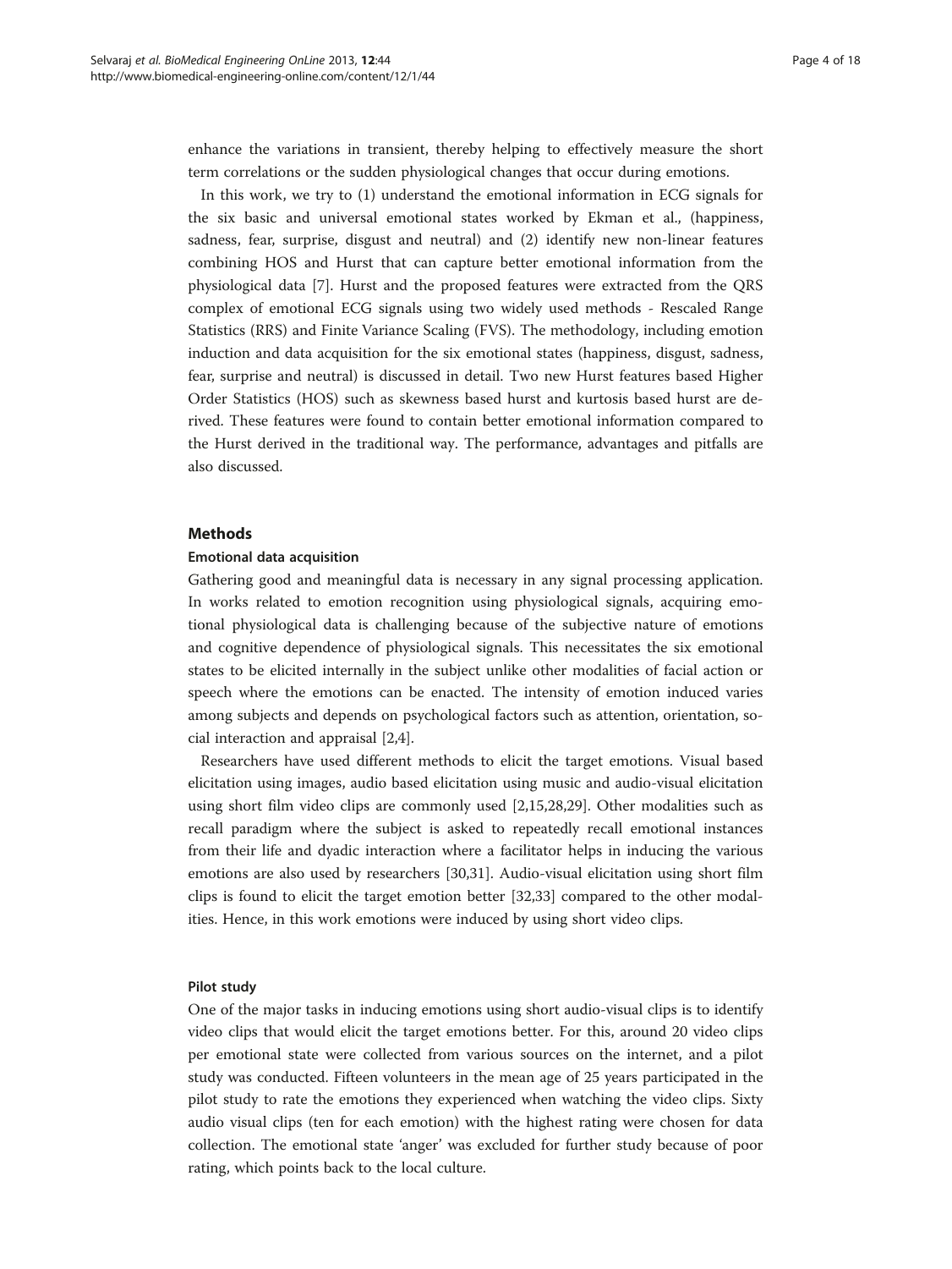enhance the variations in transient, thereby helping to effectively measure the short term correlations or the sudden physiological changes that occur during emotions.

In this work, we try to (1) understand the emotional information in ECG signals for the six basic and universal emotional states worked by Ekman et al., (happiness, sadness, fear, surprise, disgust and neutral) and (2) identify new non-linear features combining HOS and Hurst that can capture better emotional information from the physiological data [7]. Hurst and the proposed features were extracted from the QRS complex of emotional ECG signals using two widely used methods - Rescaled Range Statistics (RRS) and Finite Variance Scaling (FVS). The methodology, including emotion induction and data acquisition for the six emotional states (happiness, disgust, sadness, fear, surprise and neutral) is discussed in detail. Two new Hurst features based Higher Order Statistics (HOS) such as skewness based hurst and kurtosis based hurst are derived. These features were found to contain better emotional information compared to the Hurst derived in the traditional way. The performance, advantages and pitfalls are also discussed.

## Methods

### Emotional data acquisition

Gathering good and meaningful data is necessary in any signal processing application. In works related to emotion recognition using physiological signals, acquiring emotional physiological data is challenging because of the subjective nature of emotions and cognitive dependence of physiological signals. This necessitates the six emotional states to be elicited internally in the subject unlike other modalities of facial action or speech where the emotions can be enacted. The intensity of emotion induced varies among subjects and depends on psychological factors such as attention, orientation, social interaction and appraisal [2,4].

Researchers have used different methods to elicit the target emotions. Visual based elicitation using images, audio based elicitation using music and audio-visual elicitation using short film video clips are commonly used [2,15,28,29]. Other modalities such as recall paradigm where the subject is asked to repeatedly recall emotional instances from their life and dyadic interaction where a facilitator helps in inducing the various emotions are also used by researchers [30,31]. Audio-visual elicitation using short film clips is found to elicit the target emotion better [32,33] compared to the other modalities. Hence, in this work emotions were induced by using short video clips.

### Pilot study

One of the major tasks in inducing emotions using short audio-visual clips is to identify video clips that would elicit the target emotions better. For this, around 20 video clips per emotional state were collected from various sources on the internet, and a pilot study was conducted. Fifteen volunteers in the mean age of 25 years participated in the pilot study to rate the emotions they experienced when watching the video clips. Sixty audio visual clips (ten for each emotion) with the highest rating were chosen for data collection. The emotional state 'anger' was excluded for further study because of poor rating, which points back to the local culture.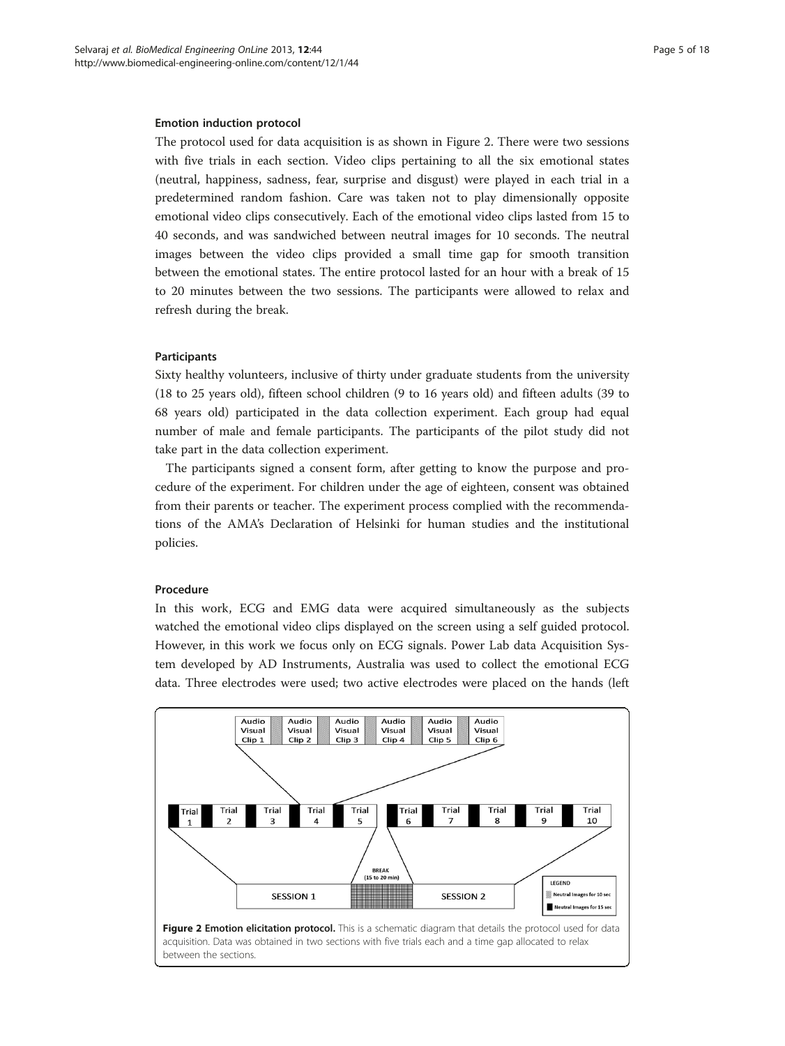#### Emotion induction protocol

The protocol used for data acquisition is as shown in Figure 2. There were two sessions with five trials in each section. Video clips pertaining to all the six emotional states (neutral, happiness, sadness, fear, surprise and disgust) were played in each trial in a predetermined random fashion. Care was taken not to play dimensionally opposite emotional video clips consecutively. Each of the emotional video clips lasted from 15 to 40 seconds, and was sandwiched between neutral images for 10 seconds. The neutral images between the video clips provided a small time gap for smooth transition between the emotional states. The entire protocol lasted for an hour with a break of 15 to 20 minutes between the two sessions. The participants were allowed to relax and refresh during the break.

#### Participants

Sixty healthy volunteers, inclusive of thirty under graduate students from the university (18 to 25 years old), fifteen school children (9 to 16 years old) and fifteen adults (39 to 68 years old) participated in the data collection experiment. Each group had equal number of male and female participants. The participants of the pilot study did not take part in the data collection experiment.

The participants signed a consent form, after getting to know the purpose and procedure of the experiment. For children under the age of eighteen, consent was obtained from their parents or teacher. The experiment process complied with the recommendations of the AMA's Declaration of Helsinki for human studies and the institutional policies.

#### Procedure

In this work, ECG and EMG data were acquired simultaneously as the subjects watched the emotional video clips displayed on the screen using a self guided protocol. However, in this work we focus only on ECG signals. Power Lab data Acquisition System developed by AD Instruments, Australia was used to collect the emotional ECG data. Three electrodes were used; two active electrodes were placed on the hands (left

**Figure 2 Emotion elicitation protocol.** This is a schematic diagram that details the protocol used for data acquisition. Data was obtained in two sections with five trials each and a time gap allocated to relax between the sections.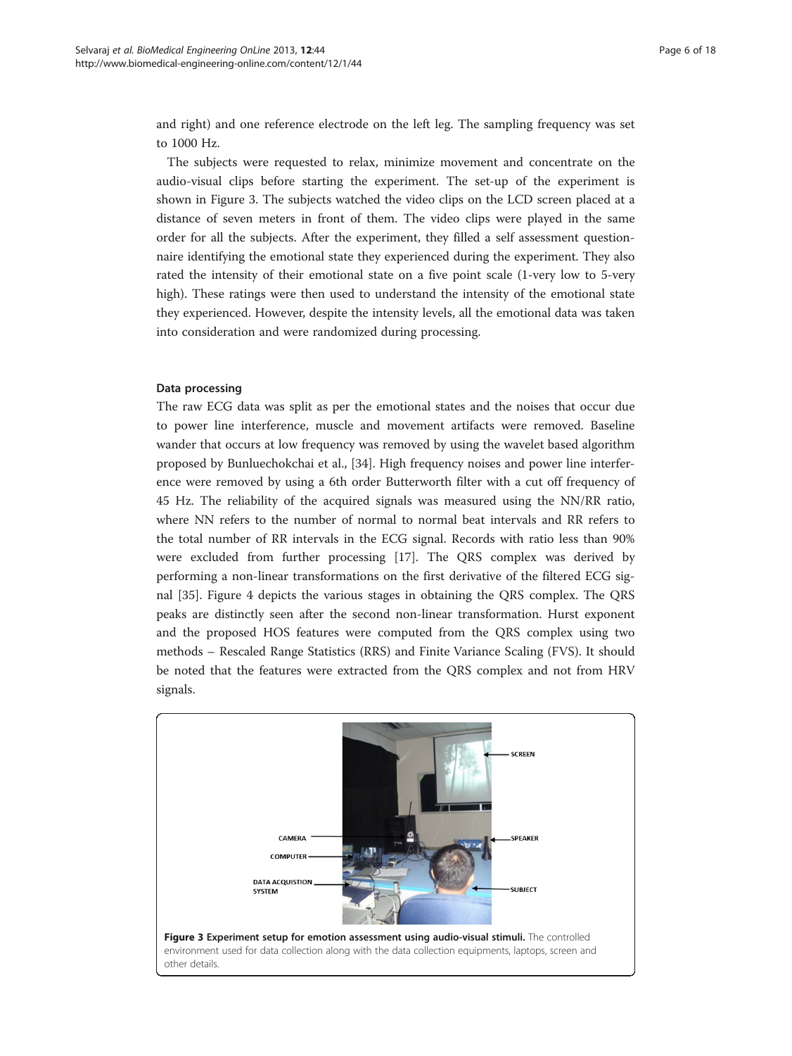and right) and one reference electrode on the left leg. The sampling frequency was set to 1000 Hz.

The subjects were requested to relax, minimize movement and concentrate on the audio-visual clips before starting the experiment. The set-up of the experiment is shown in Figure 3. The subjects watched the video clips on the LCD screen placed at a distance of seven meters in front of them. The video clips were played in the same order for all the subjects. After the experiment, they filled a self assessment questionnaire identifying the emotional state they experienced during the experiment. They also rated the intensity of their emotional state on a five point scale (1-very low to 5-very high). These ratings were then used to understand the intensity of the emotional state they experienced. However, despite the intensity levels, all the emotional data was taken into consideration and were randomized during processing.

### Data processing

The raw ECG data was split as per the emotional states and the noises that occur due to power line interference, muscle and movement artifacts were removed. Baseline wander that occurs at low frequency was removed by using the wavelet based algorithm proposed by Bunluechokchai et al., [34]. High frequency noises and power line interference were removed by using a 6th order Butterworth filter with a cut off frequency of 45 Hz. The reliability of the acquired signals was measured using the NN/RR ratio, where NN refers to the number of normal to normal beat intervals and RR refers to the total number of RR intervals in the ECG signal. Records with ratio less than 90% were excluded from further processing [17]. The QRS complex was derived by performing a non-linear transformations on the first derivative of the filtered ECG signal [35]. Figure 4 depicts the various stages in obtaining the QRS complex. The QRS peaks are distinctly seen after the second non-linear transformation. Hurst exponent and the proposed HOS features were computed from the QRS complex using two methods – Rescaled Range Statistics (RRS) and Finite Variance Scaling (FVS). It should be noted that the features were extracted from the QRS complex and not from HRV signals.

**Figure 3 Experiment setup for emotion assessment using audio-visual stimuli.** The controlled environment used for data collection along with the data collection equipments, laptops, screen and other details.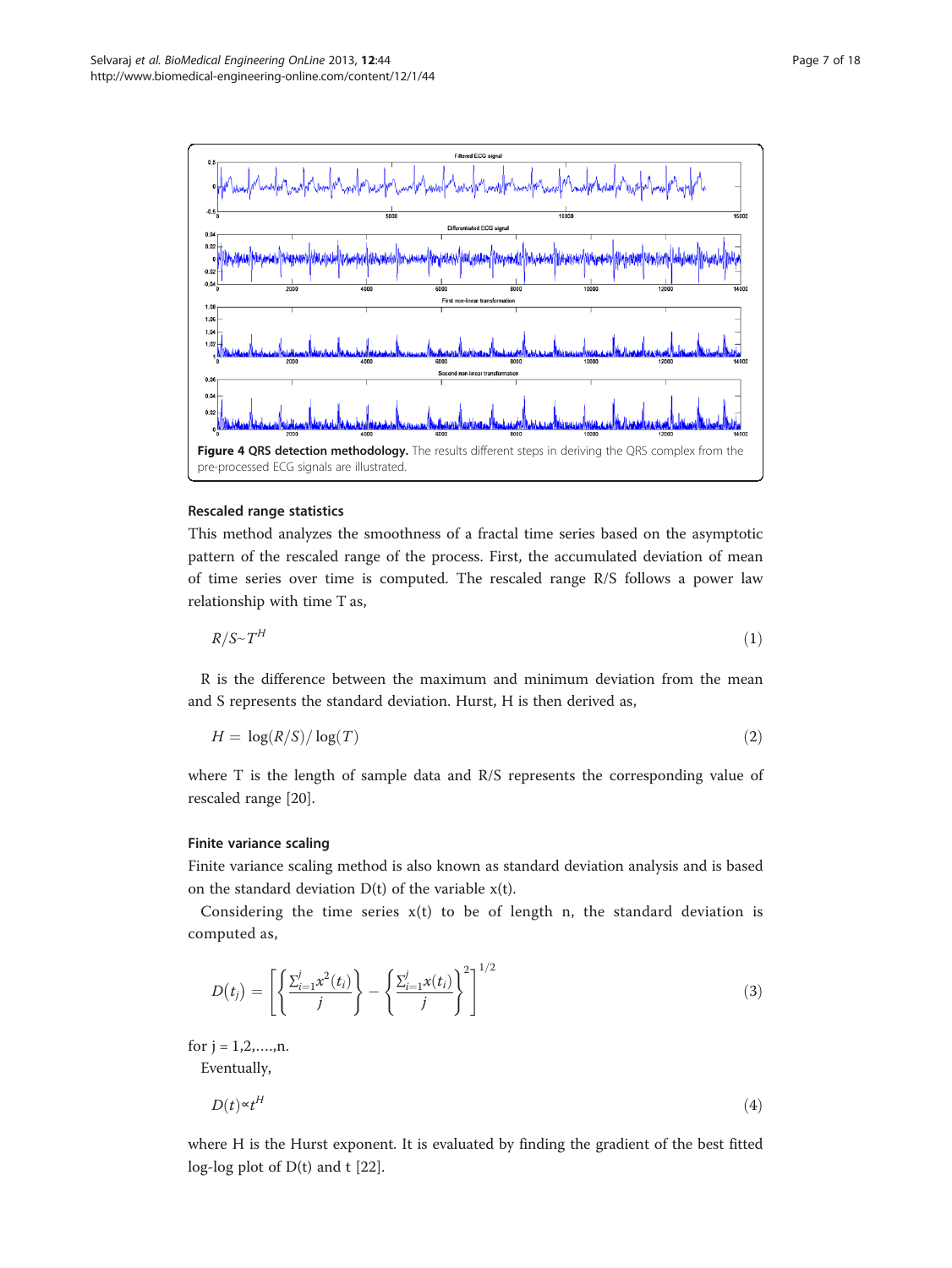Figure 4 QRS detection methodology. The results different steps in deriving the QRS complex from the pre-processed ECG signals are illustrated.

### Rescaled range statistics

This method analyzes the smoothness of a fractal time series based on the asymptotic pattern of the rescaled range of the process. First, the accumulated deviation of mean of time series over time is computed. The rescaled range R/S follows a power law relationship with time T as,

$$R/S \sim T^H \tag{1}$$

R is the difference between the maximum and minimum deviation from the mean and S represents the standard deviation. Hurst, H is then derived as,

$$H = \log(R/S)/\log(T) \tag{2}$$

where T is the length of sample data and R/S represents the corresponding value of rescaled range [20].

### Finite variance scaling

Finite variance scaling method is also known as standard deviation analysis and is based on the standard deviation D(t) of the variable x(t).

Considering the time series x(t) to be of length n, the standard deviation is computed as,

$$D(t_j) = \left[ \left\{ \frac{\Sigma_{i=1}^{j} x^2(t_i)}{j} \right\} - \left\{ \frac{\Sigma_{i=1}^{j} x(t_i)}{j} \right\}^2 \right]^{1/2} \tag{3}$$

for j = 1,2,….,n.

Eventually,

$$D(t) \propto t^H \tag{4}$$

where H is the Hurst exponent. It is evaluated by finding the gradient of the best fitted log-log plot of D(t) and t [22].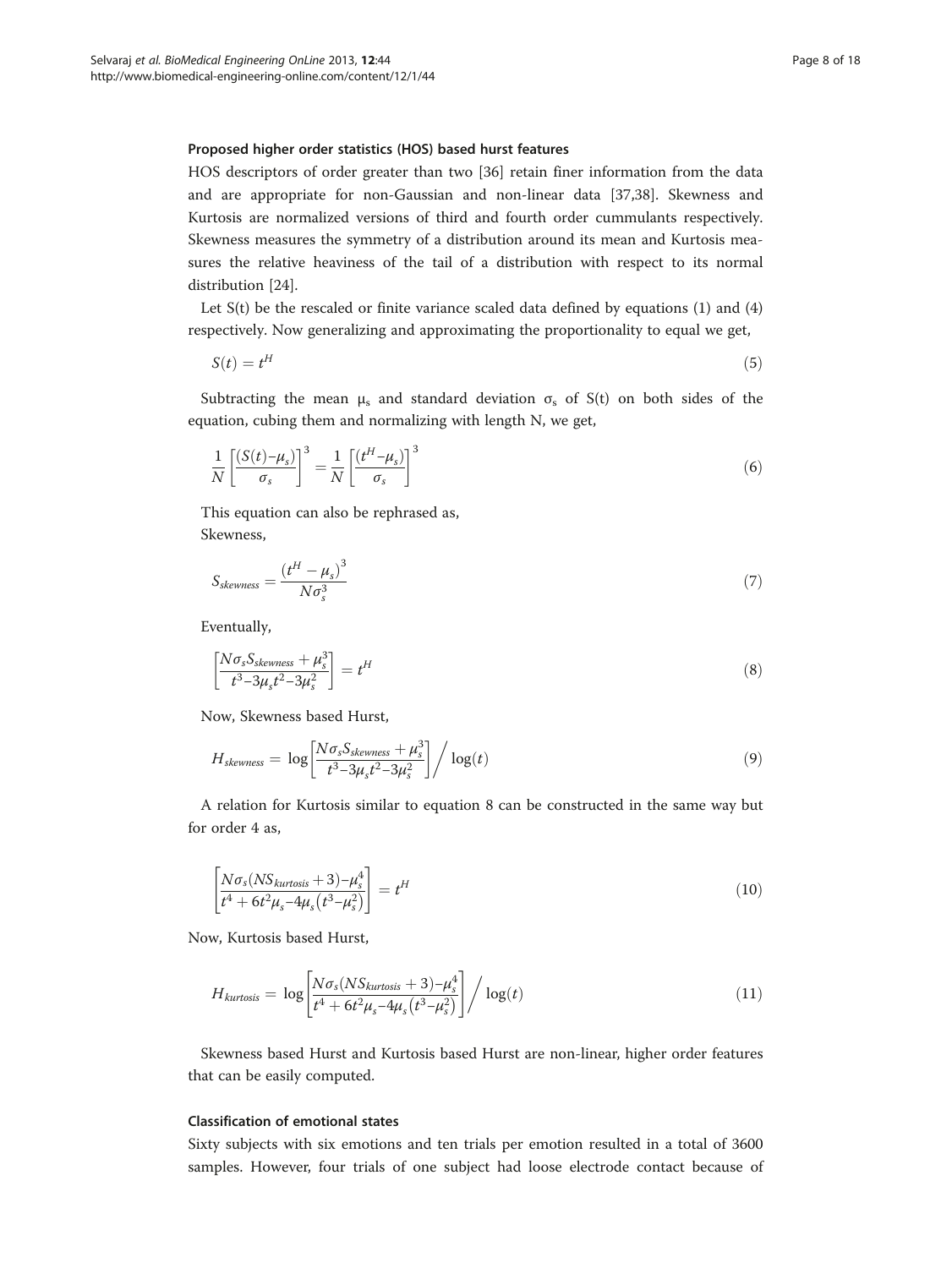### Proposed higher order statistics (HOS) based hurst features

HOS descriptors of order greater than two [36] retain finer information from the data and are appropriate for non-Gaussian and non-linear data [37,38]. Skewness and Kurtosis are normalized versions of third and fourth order cummulants respectively. Skewness measures the symmetry of a distribution around its mean and Kurtosis measures the relative heaviness of the tail of a distribution with respect to its normal distribution [24].

Let S(t) be the rescaled or finite variance scaled data defined by equations (1) and (4) respectively. Now generalizing and approximating the proportionality to equal we get,

$$S(t) = t^H \tag{5}$$

Subtracting the mean $\mu_s$ and standard deviation $\sigma_s$ of S(t) on both sides of the equation, cubing them and normalizing with length N, we get,

$$\frac{1}{N}\left[\frac{(S(t)-\mu_s)}{\sigma_s}\right]^3 = \frac{1}{N}\left[\frac{(t^H-\mu_s)}{\sigma_s}\right]^3 \tag{6}$$

This equation can also be rephrased as,
Skewness,

$$S_{skewness} = \frac{\left(t^H - \mu_s\right)^3}{N\sigma_s^3} \tag{7}$$

Eventually,

$$\left[\frac{N\sigma_s S_{skewness} + \mu_s^3}{t^3 - 3\mu_s t^2 - 3\mu_s^2}\right] = t^H \tag{8}$$

Now, Skewness based Hurst,

$$H_{skewness} = \log\left[\frac{N\sigma_s S_{skewness} + \mu_s^3}{t^3 - 3\mu_s t^2 - 3\mu_s^2}\right] \Big/ \log(t) \tag{9}$$

A relation for Kurtosis similar to equation 8 can be constructed in the same way but for order 4 as,

$$\left[\frac{N\sigma_s(NS_{kurtosis} + 3) - \mu_s^4}{t^4 + 6t^2\mu_s - 4\mu_s\left(t^3 - \mu_s^2\right)}\right] = t^H \tag{10}$$

Now, Kurtosis based Hurst,

$$H_{kurtosis} = \log\left[\frac{N\sigma_s(NS_{kurtosis} + 3) - \mu_s^4}{t^4 + 6t^2\mu_s - 4\mu_s\left(t^3 - \mu_s^2\right)}\right] \Big/ \log(t) \tag{11}$$

Skewness based Hurst and Kurtosis based Hurst are non-linear, higher order features that can be easily computed.

### Classification of emotional states

Sixty subjects with six emotions and ten trials per emotion resulted in a total of 3600 samples. However, four trials of one subject had loose electrode contact because of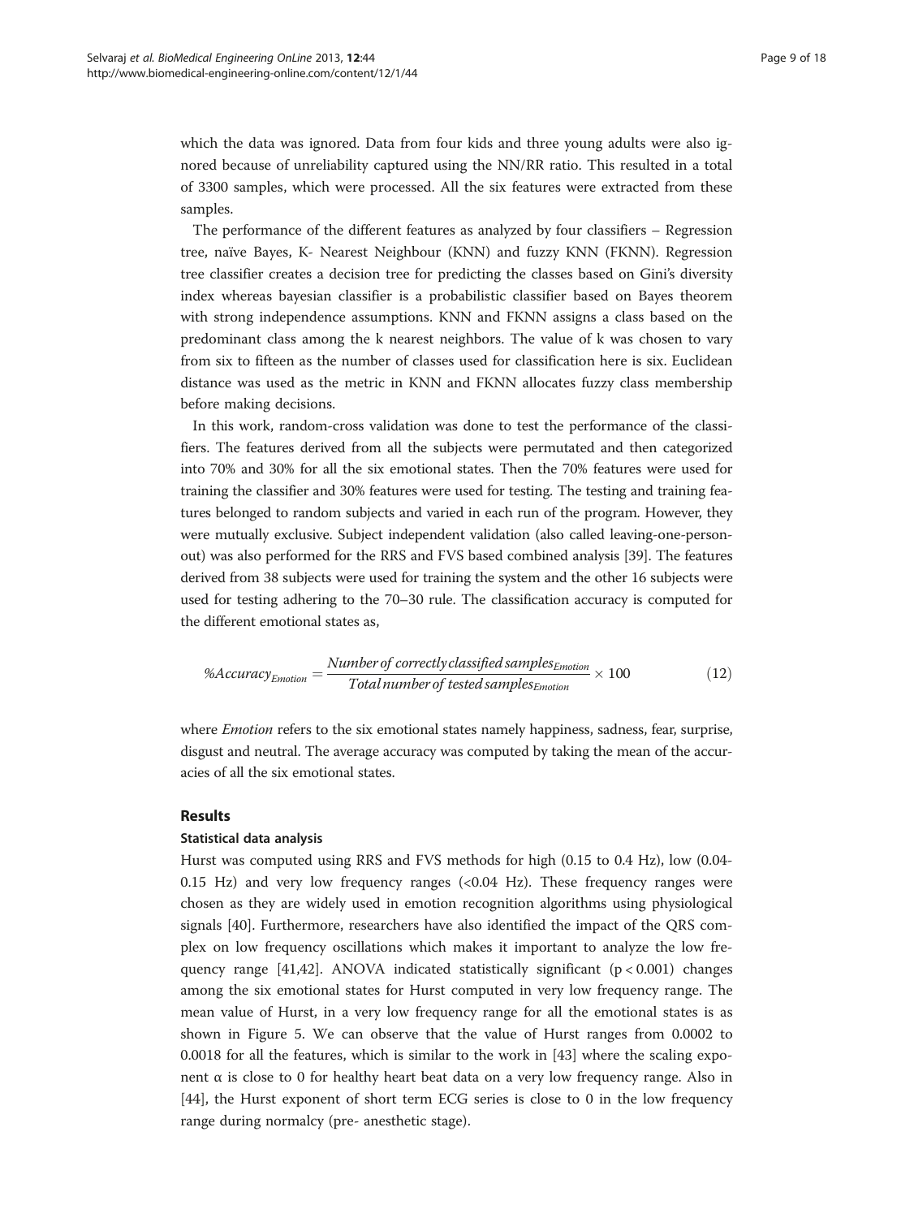which the data was ignored. Data from four kids and three young adults were also ignored because of unreliability captured using the NN/RR ratio. This resulted in a total of 3300 samples, which were processed. All the six features were extracted from these samples.

The performance of the different features as analyzed by four classifiers – Regression tree, naïve Bayes, K- Nearest Neighbour (KNN) and fuzzy KNN (FKNN). Regression tree classifier creates a decision tree for predicting the classes based on Gini's diversity index whereas bayesian classifier is a probabilistic classifier based on Bayes theorem with strong independence assumptions. KNN and FKNN assigns a class based on the predominant class among the k nearest neighbors. The value of k was chosen to vary from six to fifteen as the number of classes used for classification here is six. Euclidean distance was used as the metric in KNN and FKNN allocates fuzzy class membership before making decisions.

In this work, random-cross validation was done to test the performance of the classifiers. The features derived from all the subjects were permutated and then categorized into 70% and 30% for all the six emotional states. Then the 70% features were used for training the classifier and 30% features were used for testing. The testing and training features belonged to random subjects and varied in each run of the program. However, they were mutually exclusive. Subject independent validation (also called leaving-one-person-out) was also performed for the RRS and FVS based combined analysis [39]. The features derived from 38 subjects were used for training the system and the other 16 subjects were used for testing adhering to the 70–30 rule. The classification accuracy is computed for the different emotional states as,

$$\%Accuracy_{Emotion} = \frac{Number\ of\ correctly\ classified\ samples_{Emotion}}{Total\ number\ of\ tested\ samples_{Emotion}} \times 100 \tag{12}$$

where *Emotion* refers to the six emotional states namely happiness, sadness, fear, surprise, disgust and neutral. The average accuracy was computed by taking the mean of the accuracies of all the six emotional states.

## Results

### Statistical data analysis

Hurst was computed using RRS and FVS methods for high (0.15 to 0.4 Hz), low (0.04-0.15 Hz) and very low frequency ranges (<0.04 Hz). These frequency ranges were chosen as they are widely used in emotion recognition algorithms using physiological signals [40]. Furthermore, researchers have also identified the impact of the QRS complex on low frequency oscillations which makes it important to analyze the low frequency range [41,42]. ANOVA indicated statistically significant ($p < 0.001$) changes among the six emotional states for Hurst computed in very low frequency range. The mean value of Hurst, in a very low frequency range for all the emotional states is as shown in Figure 5. We can observe that the value of Hurst ranges from 0.0002 to 0.0018 for all the features, which is similar to the work in [43] where the scaling exponent $\alpha$ is close to 0 for healthy heart beat data on a very low frequency range. Also in [44], the Hurst exponent of short term ECG series is close to 0 in the low frequency range during normalcy (pre- anesthetic stage).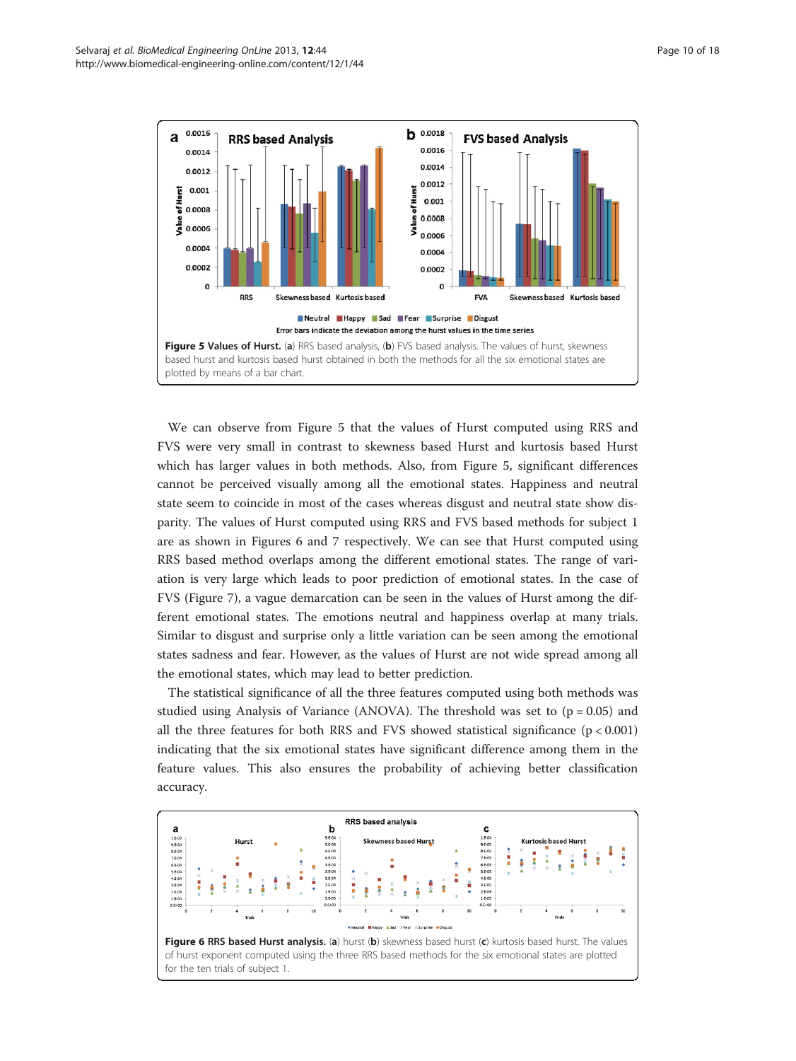Figure 5 Values of Hurst. (a) RRS based analysis, (b) FVS based analysis. The values of hurst, skewness based hurst and kurtosis based hurst obtained in both the methods for all the six emotional states are plotted by means of a bar chart.

We can observe from Figure 5 that the values of Hurst computed using RRS and FVS were very small in contrast to skewness based Hurst and kurtosis based Hurst which has larger values in both methods. Also, from Figure 5, significant differences cannot be perceived visually among all the emotional states. Happiness and neutral state seem to coincide in most of the cases whereas disgust and neutral state show disparity. The values of Hurst computed using RRS and FVS based methods for subject 1 are as shown in Figures 6 and 7 respectively. We can see that Hurst computed using RRS based method overlaps among the different emotional states. The range of variation is very large which leads to poor prediction of emotional states. In the case of FVS (Figure 7), a vague demarcation can be seen in the values of Hurst among the different emotional states. The emotions neutral and happiness overlap at many trials. Similar to disgust and surprise only a little variation can be seen among the emotional states sadness and fear. However, as the values of Hurst are not wide spread among all the emotional states, which may lead to better prediction.

The statistical significance of all the three features computed using both methods was studied using Analysis of Variance (ANOVA). The threshold was set to ($p = 0.05$) and all the three features for both RRS and FVS showed statistical significance ($p < 0.001$) indicating that the six emotional states have significant difference among them in the feature values. This also ensures the probability of achieving better classification accuracy.

Figure 6 RRS based Hurst analysis. (a) hurst (b) skewness based hurst (c) kurtosis based hurst. The values of hurst exponent computed using the three RRS based methods for the six emotional states are plotted for the ten trials of subject 1.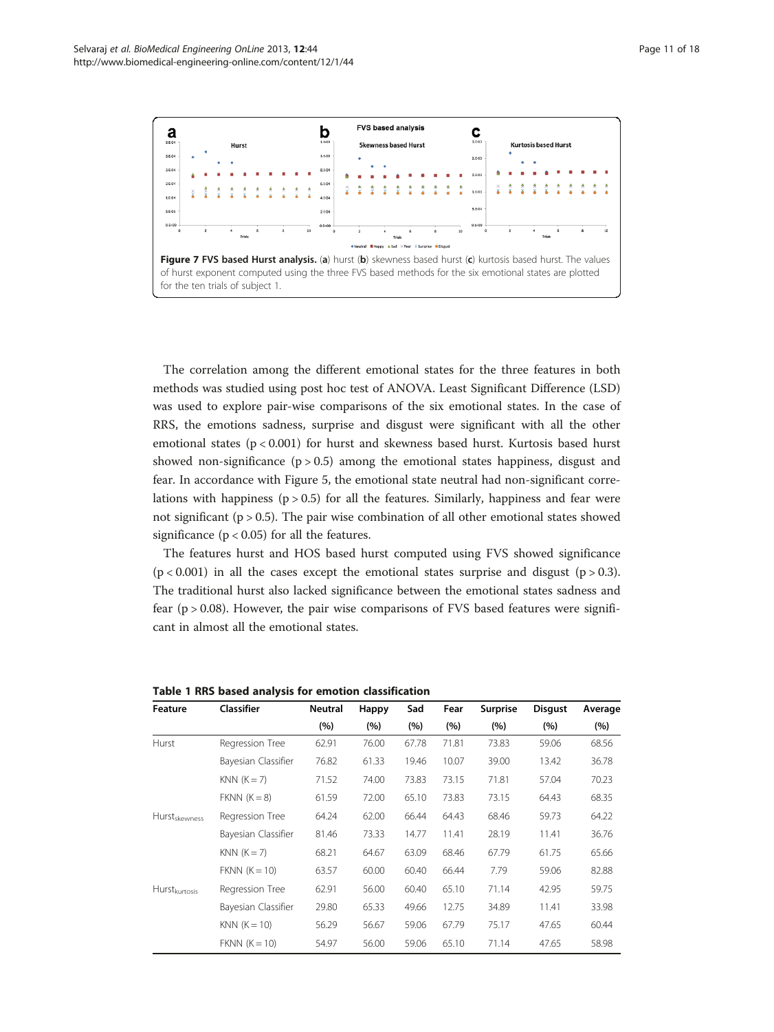**Figure 7 FVS based Hurst analysis.** (**a**) hurst (**b**) skewness based hurst (**c**) kurtosis based hurst. The values of hurst exponent computed using the three FVS based methods for the six emotional states are plotted for the ten trials of subject 1.

The correlation among the different emotional states for the three features in both methods was studied using post hoc test of ANOVA. Least Significant Difference (LSD) was used to explore pair-wise comparisons of the six emotional states. In the case of RRS, the emotions sadness, surprise and disgust were significant with all the other emotional states ($p < 0.001$) for hurst and skewness based hurst. Kurtosis based hurst showed non-significance ($p > 0.5$) among the emotional states happiness, disgust and fear. In accordance with Figure 5, the emotional state neutral had non-significant correlations with happiness ($p > 0.5$) for all the features. Similarly, happiness and fear were not significant ($p > 0.5$). The pair wise combination of all other emotional states showed significance ($p < 0.05$) for all the features.

The features hurst and HOS based hurst computed using FVS showed significance ($p < 0.001$) in all the cases except the emotional states surprise and disgust ($p > 0.3$). The traditional hurst also lacked significance between the emotional states sadness and fear ($p > 0.08$). However, the pair wise comparisons of FVS based features were significant in almost all the emotional states.

**Table 1 RRS based analysis for emotion classification**

| Feature | Classifier | Neutral (%) | Happy (%) | Sad (%) | Fear (%) | Surprise (%) | Disgust (%) | Average (%) |
|---|---|---|---|---|---|---|---|---|
| Hurst | Regression Tree | 62.91 | 76.00 | 67.78 | 71.81 | 73.83 | 59.06 | 68.56 |
| | Bayesian Classifier | 76.82 | 61.33 | 19.46 | 10.07 | 39.00 | 13.42 | 36.78 |
| | KNN ($K = 7$) | 71.52 | 74.00 | 73.83 | 73.15 | 71.81 | 57.04 | 70.23 |
| | FKNN ($K = 8$) | 61.59 | 72.00 | 65.10 | 73.83 | 73.15 | 64.43 | 68.35 |
| $Hurst_{skewness}$ | Regression Tree | 64.24 | 62.00 | 66.44 | 64.43 | 68.46 | 59.73 | 64.22 |
| | Bayesian Classifier | 81.46 | 73.33 | 14.77 | 11.41 | 28.19 | 11.41 | 36.76 |
| | KNN ($K = 7$) | 68.21 | 64.67 | 63.09 | 68.46 | 67.79 | 61.75 | 65.66 |
| | FKNN ($K = 10$) | 63.57 | 60.00 | 60.40 | 66.44 | 7.79 | 59.06 | 82.88 |
| $Hurst_{kurtosis}$ | Regression Tree | 62.91 | 56.00 | 60.40 | 65.10 | 71.14 | 42.95 | 59.75 |
| | Bayesian Classifier | 29.80 | 65.33 | 49.66 | 12.75 | 34.89 | 11.41 | 33.98 |
| | KNN ($K = 10$) | 56.29 | 56.67 | 59.06 | 67.79 | 75.17 | 47.65 | 60.44 |
| | FKNN ($K = 10$) | 54.97 | 56.00 | 59.06 | 65.10 | 71.14 | 47.65 | 58.98 |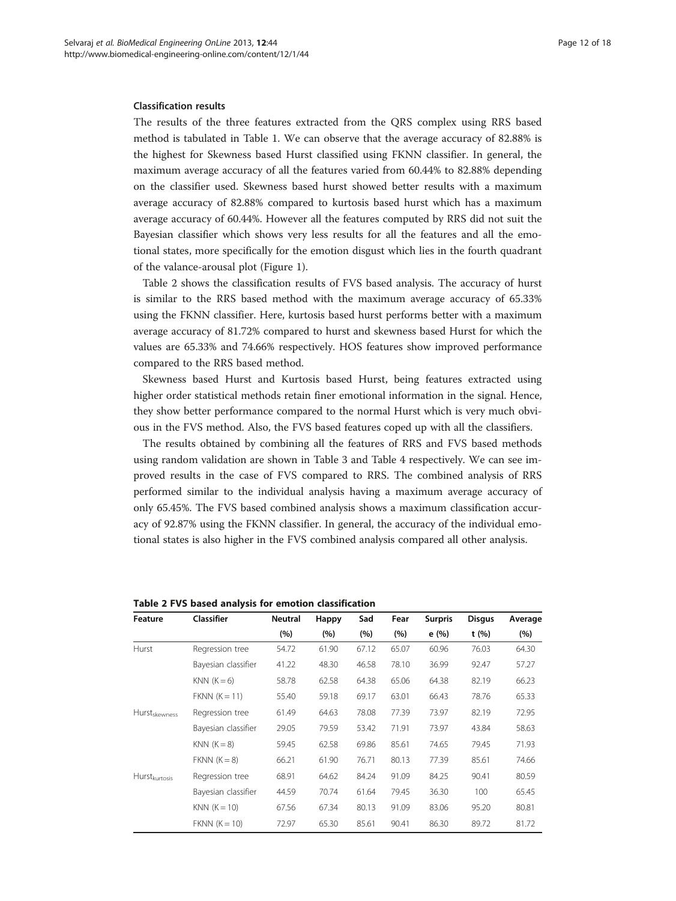### Classification results

The results of the three features extracted from the QRS complex using RRS based method is tabulated in Table 1. We can observe that the average accuracy of 82.88% is the highest for Skewness based Hurst classified using FKNN classifier. In general, the maximum average accuracy of all the features varied from 60.44% to 82.88% depending on the classifier used. Skewness based hurst showed better results with a maximum average accuracy of 82.88% compared to kurtosis based hurst which has a maximum average accuracy of 60.44%. However all the features computed by RRS did not suit the Bayesian classifier which shows very less results for all the features and all the emotional states, more specifically for the emotion disgust which lies in the fourth quadrant of the valance-arousal plot (Figure 1).

Table 2 shows the classification results of FVS based analysis. The accuracy of hurst is similar to the RRS based method with the maximum average accuracy of 65.33% using the FKNN classifier. Here, kurtosis based hurst performs better with a maximum average accuracy of 81.72% compared to hurst and skewness based Hurst for which the values are 65.33% and 74.66% respectively. HOS features show improved performance compared to the RRS based method.

Skewness based Hurst and Kurtosis based Hurst, being features extracted using higher order statistical methods retain finer emotional information in the signal. Hence, they show better performance compared to the normal Hurst which is very much obvious in the FVS method. Also, the FVS based features coped up with all the classifiers.

The results obtained by combining all the features of RRS and FVS based methods using random validation are shown in Table 3 and Table 4 respectively. We can see improved results in the case of FVS compared to RRS. The combined analysis of RRS performed similar to the individual analysis having a maximum average accuracy of only 65.45%. The FVS based combined analysis shows a maximum classification accuracy of 92.87% using the FKNN classifier. In general, the accuracy of the individual emotional states is also higher in the FVS combined analysis compared all other analysis.

**Table 2 FVS based analysis for emotion classification**

| Feature | Classifier | Neutral (%) | Happy (%) | Sad (%) | Fear (%) | Surprise (%) | Disgust (%) | Average (%) |
|---|---|---|---|---|---|---|---|---|
| Hurst | Regression tree | 54.72 | 61.90 | 67.12 | 65.07 | 60.96 | 76.03 | 64.30 |
| | Bayesian classifier | 41.22 | 48.30 | 46.58 | 78.10 | 36.99 | 92.47 | 57.27 |
| | KNN (K = 6) | 58.78 | 62.58 | 64.38 | 65.06 | 64.38 | 82.19 | 66.23 |
| | FKNN (K = 11) | 55.40 | 59.18 | 69.17 | 63.01 | 66.43 | 78.76 | 65.33 |
| $Hurst_{skewness}$ | Regression tree | 61.49 | 64.63 | 78.08 | 77.39 | 73.97 | 82.19 | 72.95 |
| | Bayesian classifier | 29.05 | 79.59 | 53.42 | 71.91 | 73.97 | 43.84 | 58.63 |
| | KNN (K = 8) | 59.45 | 62.58 | 69.86 | 85.61 | 74.65 | 79.45 | 71.93 |
| | FKNN (K = 8) | 66.21 | 61.90 | 76.71 | 80.13 | 77.39 | 85.61 | 74.66 |
| $Hurst_{kurtosis}$ | Regression tree | 68.91 | 64.62 | 84.24 | 91.09 | 84.25 | 90.41 | 80.59 |
| | Bayesian classifier | 44.59 | 70.74 | 61.64 | 79.45 | 36.30 | 100 | 65.45 |
| | KNN (K = 10) | 67.56 | 67.34 | 80.13 | 91.09 | 83.06 | 95.20 | 80.81 |
| | FKNN (K = 10) | 72.97 | 65.30 | 85.61 | 90.41 | 86.30 | 89.72 | 81.72 |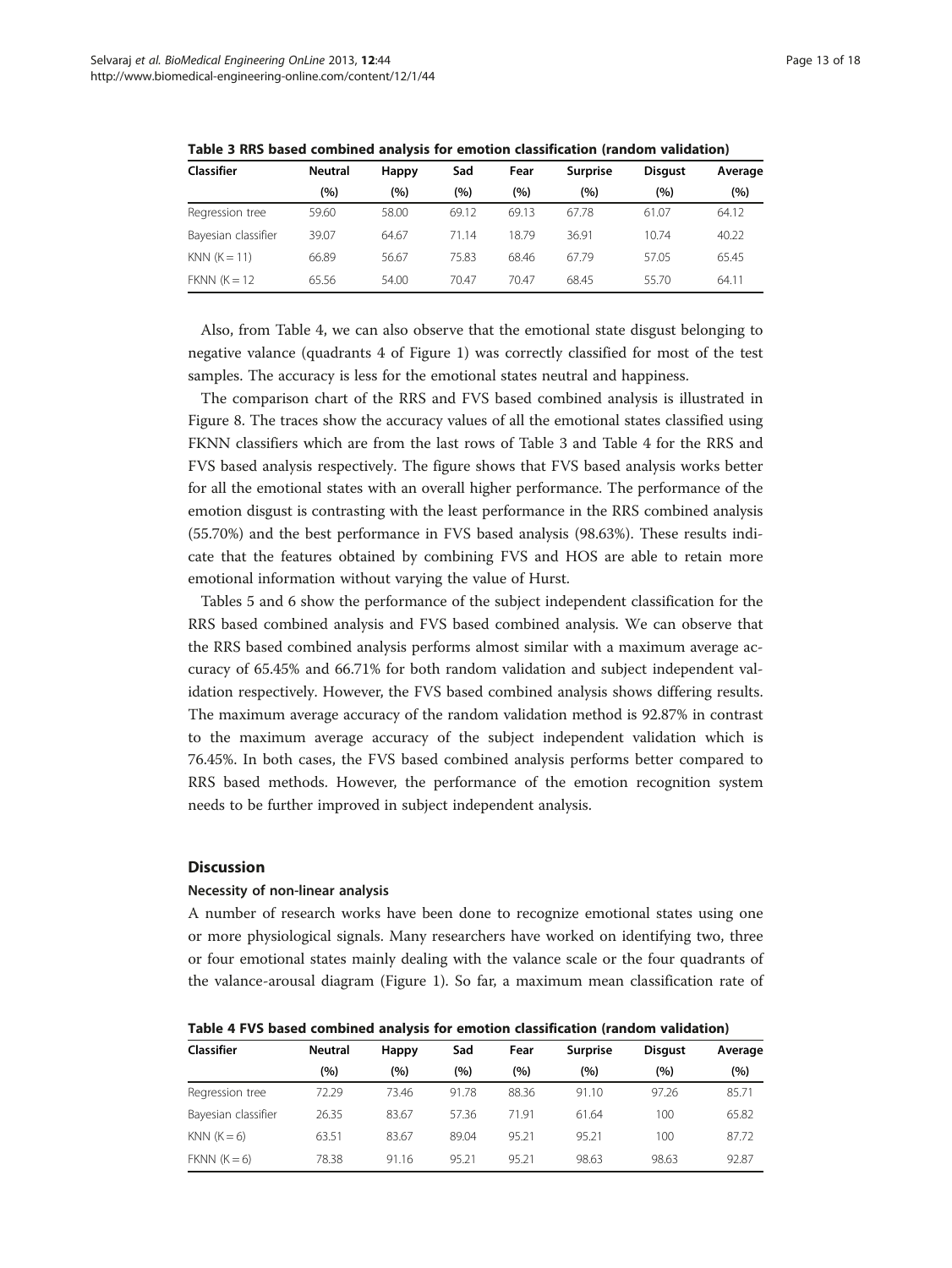**Table 3 RRS based combined analysis for emotion classification (random validation)**

| Classifier | Neutral (%) | Happy (%) | Sad (%) | Fear (%) | Surprise (%) | Disgust (%) | Average (%) |
|---|---|---|---|---|---|---|---|
| Regression tree | 59.60 | 58.00 | 69.12 | 69.13 | 67.78 | 61.07 | 64.12 |
| Bayesian classifier | 39.07 | 64.67 | 71.14 | 18.79 | 36.91 | 10.74 | 40.22 |
| KNN (K = 11) | 66.89 | 56.67 | 75.83 | 68.46 | 67.79 | 57.05 | 65.45 |
| FKNN (K = 12 | 65.56 | 54.00 | 70.47 | 70.47 | 68.45 | 55.70 | 64.11 |

Also, from Table 4, we can also observe that the emotional state disgust belonging to negative valance (quadrants 4 of Figure 1) was correctly classified for most of the test samples. The accuracy is less for the emotional states neutral and happiness.

The comparison chart of the RRS and FVS based combined analysis is illustrated in Figure 8. The traces show the accuracy values of all the emotional states classified using FKNN classifiers which are from the last rows of Table 3 and Table 4 for the RRS and FVS based analysis respectively. The figure shows that FVS based analysis works better for all the emotional states with an overall higher performance. The performance of the emotion disgust is contrasting with the least performance in the RRS combined analysis (55.70%) and the best performance in FVS based analysis (98.63%). These results indicate that the features obtained by combining FVS and HOS are able to retain more emotional information without varying the value of Hurst.

Tables 5 and 6 show the performance of the subject independent classification for the RRS based combined analysis and FVS based combined analysis. We can observe that the RRS based combined analysis performs almost similar with a maximum average accuracy of 65.45% and 66.71% for both random validation and subject independent validation respectively. However, the FVS based combined analysis shows differing results. The maximum average accuracy of the random validation method is 92.87% in contrast to the maximum average accuracy of the subject independent validation which is 76.45%. In both cases, the FVS based combined analysis performs better compared to RRS based methods. However, the performance of the emotion recognition system needs to be further improved in subject independent analysis.

## Discussion

### Necessity of non-linear analysis

A number of research works have been done to recognize emotional states using one or more physiological signals. Many researchers have worked on identifying two, three or four emotional states mainly dealing with the valance scale or the four quadrants of the valance-arousal diagram (Figure 1). So far, a maximum mean classification rate of

**Table 4 FVS based combined analysis for emotion classification (random validation)**

| Classifier | Neutral (%) | Happy (%) | Sad (%) | Fear (%) | Surprise (%) | Disgust (%) | Average (%) |
|---|---|---|---|---|---|---|---|
| Regression tree | 72.29 | 73.46 | 91.78 | 88.36 | 91.10 | 97.26 | 85.71 |
| Bayesian classifier | 26.35 | 83.67 | 57.36 | 71.91 | 61.64 | 100 | 65.82 |
| KNN (K = 6) | 63.51 | 83.67 | 89.04 | 95.21 | 95.21 | 100 | 87.72 |
| FKNN (K = 6) | 78.38 | 91.16 | 95.21 | 95.21 | 98.63 | 98.63 | 92.87 |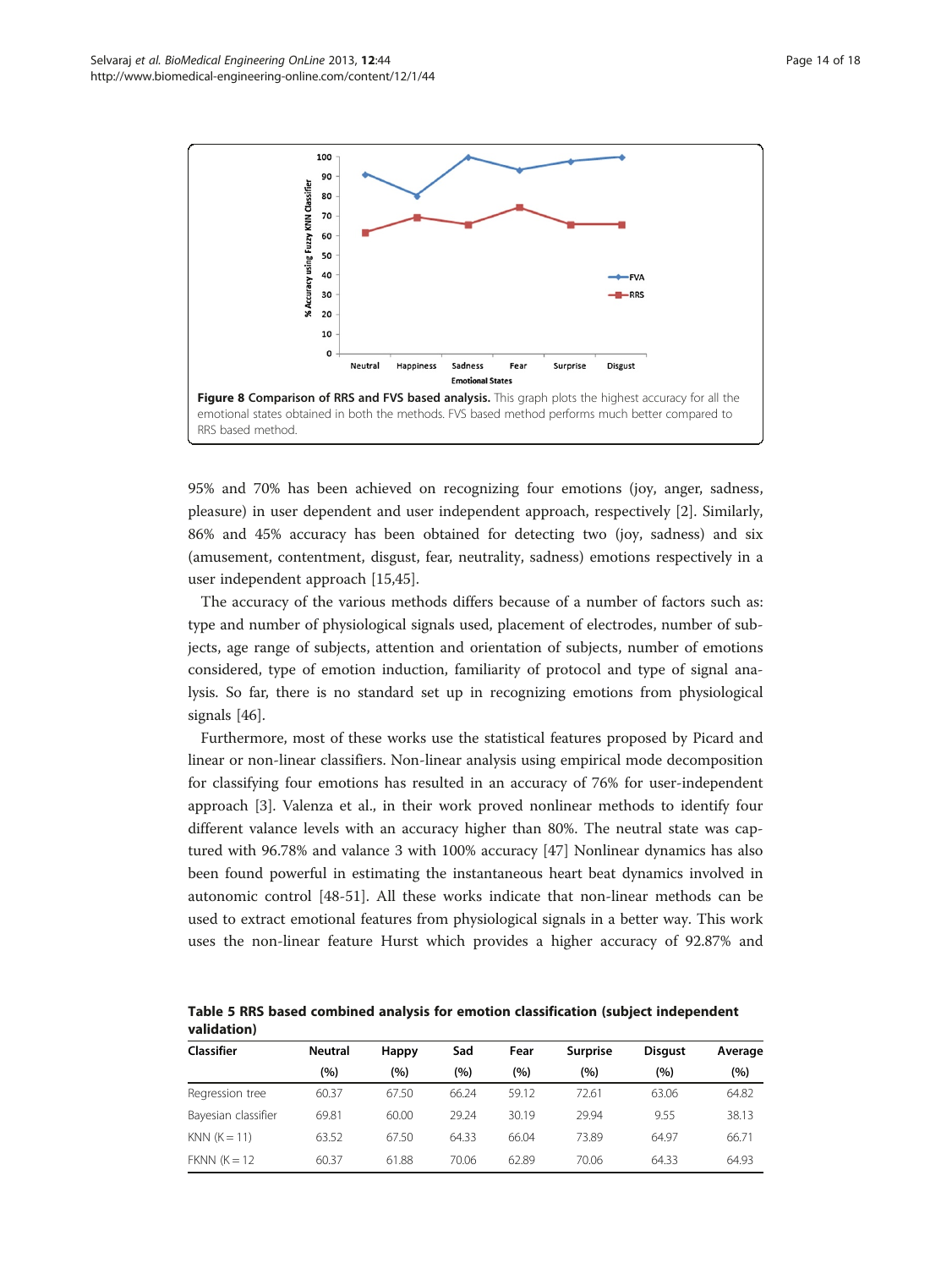**Figure 8 Comparison of RRS and FVS based analysis.** This graph plots the highest accuracy for all the emotional states obtained in both the methods. FVS based method performs much better compared to RRS based method.

95% and 70% has been achieved on recognizing four emotions (joy, anger, sadness, pleasure) in user dependent and user independent approach, respectively [2]. Similarly, 86% and 45% accuracy has been obtained for detecting two (joy, sadness) and six (amusement, contentment, disgust, fear, neutrality, sadness) emotions respectively in a user independent approach [15,45].

The accuracy of the various methods differs because of a number of factors such as: type and number of physiological signals used, placement of electrodes, number of subjects, age range of subjects, attention and orientation of subjects, number of emotions considered, type of emotion induction, familiarity of protocol and type of signal analysis. So far, there is no standard set up in recognizing emotions from physiological signals [46].

Furthermore, most of these works use the statistical features proposed by Picard and linear or non-linear classifiers. Non-linear analysis using empirical mode decomposition for classifying four emotions has resulted in an accuracy of 76% for user-independent approach [3]. Valenza et al., in their work proved nonlinear methods to identify four different valance levels with an accuracy higher than 80%. The neutral state was captured with 96.78% and valance 3 with 100% accuracy [47] Nonlinear dynamics has also been found powerful in estimating the instantaneous heart beat dynamics involved in autonomic control [48-51]. All these works indicate that non-linear methods can be used to extract emotional features from physiological signals in a better way. This work uses the non-linear feature Hurst which provides a higher accuracy of 92.87% and

**Table 5 RRS based combined analysis for emotion classification (subject independent validation)**

| Classifier | Neutral (%) | Happy (%) | Sad (%) | Fear (%) | Surprise (%) | Disgust (%) | Average (%) |
|---|---|---|---|---|---|---|---|
| Regression tree | 60.37 | 67.50 | 66.24 | 59.12 | 72.61 | 63.06 | 64.82 |
| Bayesian classifier | 69.81 | 60.00 | 29.24 | 30.19 | 29.94 | 9.55 | 38.13 |
| KNN (K = 11) | 63.52 | 67.50 | 64.33 | 66.04 | 73.89 | 64.97 | 66.71 |
| FKNN (K = 12 | 60.37 | 61.88 | 70.06 | 62.89 | 70.06 | 64.33 | 64.93 |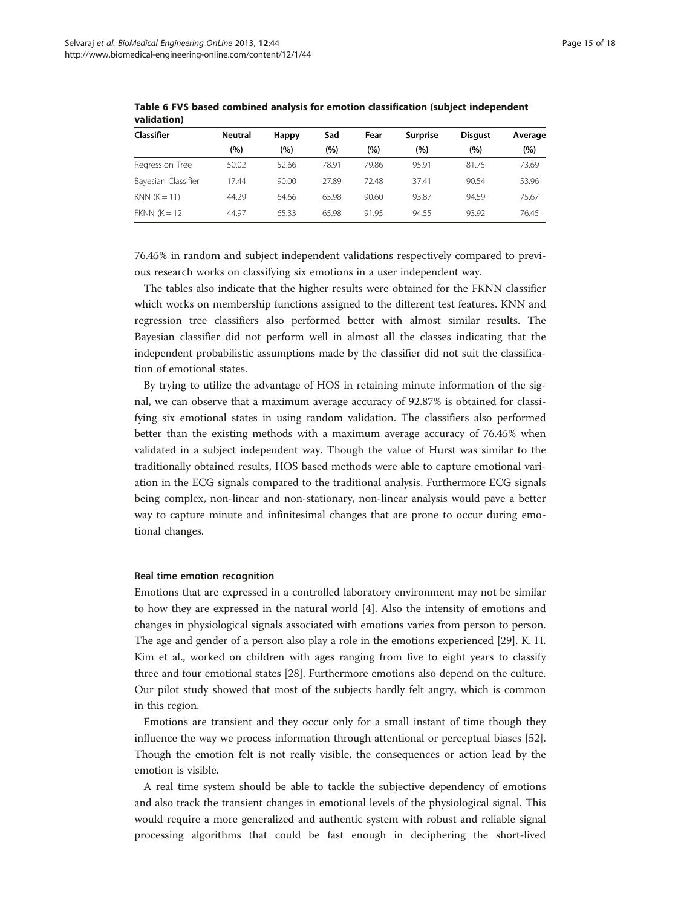**Table 6 FVS based combined analysis for emotion classification (subject independent validation)**

| Classifier | Neutral (%) | Happy (%) | Sad (%) | Fear (%) | Surprise (%) | Disgust (%) | Average (%) |
|---|---|---|---|---|---|---|---|
| Regression Tree | 50.02 | 52.66 | 78.91 | 79.86 | 95.91 | 81.75 | 73.69 |
| Bayesian Classifier | 17.44 | 90.00 | 27.89 | 72.48 | 37.41 | 90.54 | 53.96 |
| KNN (K = 11) | 44.29 | 64.66 | 65.98 | 90.60 | 93.87 | 94.59 | 75.67 |
| FKNN (K = 12 | 44.97 | 65.33 | 65.98 | 91.95 | 94.55 | 93.92 | 76.45 |

76.45% in random and subject independent validations respectively compared to previous research works on classifying six emotions in a user independent way.

The tables also indicate that the higher results were obtained for the FKNN classifier which works on membership functions assigned to the different test features. KNN and regression tree classifiers also performed better with almost similar results. The Bayesian classifier did not perform well in almost all the classes indicating that the independent probabilistic assumptions made by the classifier did not suit the classification of emotional states.

By trying to utilize the advantage of HOS in retaining minute information of the signal, we can observe that a maximum average accuracy of 92.87% is obtained for classifying six emotional states in using random validation. The classifiers also performed better than the existing methods with a maximum average accuracy of 76.45% when validated in a subject independent way. Though the value of Hurst was similar to the traditionally obtained results, HOS based methods were able to capture emotional variation in the ECG signals compared to the traditional analysis. Furthermore ECG signals being complex, non-linear and non-stationary, non-linear analysis would pave a better way to capture minute and infinitesimal changes that are prone to occur during emotional changes.

#### Real time emotion recognition

Emotions that are expressed in a controlled laboratory environment may not be similar to how they are expressed in the natural world [4]. Also the intensity of emotions and changes in physiological signals associated with emotions varies from person to person. The age and gender of a person also play a role in the emotions experienced [29]. K. H. Kim et al., worked on children with ages ranging from five to eight years to classify three and four emotional states [28]. Furthermore emotions also depend on the culture. Our pilot study showed that most of the subjects hardly felt angry, which is common in this region.

Emotions are transient and they occur only for a small instant of time though they influence the way we process information through attentional or perceptual biases [52]. Though the emotion felt is not really visible, the consequences or action lead by the emotion is visible.

A real time system should be able to tackle the subjective dependency of emotions and also track the transient changes in emotional levels of the physiological signal. This would require a more generalized and authentic system with robust and reliable signal processing algorithms that could be fast enough in deciphering the short-lived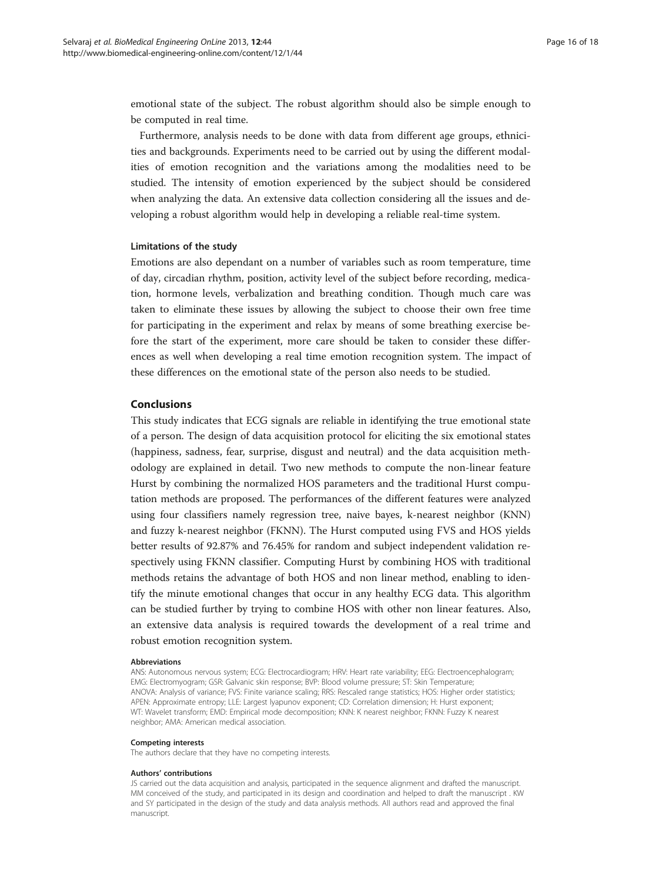emotional state of the subject. The robust algorithm should also be simple enough to be computed in real time.

Furthermore, analysis needs to be done with data from different age groups, ethnicities and backgrounds. Experiments need to be carried out by using the different modalities of emotion recognition and the variations among the modalities need to be studied. The intensity of emotion experienced by the subject should be considered when analyzing the data. An extensive data collection considering all the issues and developing a robust algorithm would help in developing a reliable real-time system.

### Limitations of the study

Emotions are also dependant on a number of variables such as room temperature, time of day, circadian rhythm, position, activity level of the subject before recording, medication, hormone levels, verbalization and breathing condition. Though much care was taken to eliminate these issues by allowing the subject to choose their own free time for participating in the experiment and relax by means of some breathing exercise before the start of the experiment, more care should be taken to consider these differences as well when developing a real time emotion recognition system. The impact of these differences on the emotional state of the person also needs to be studied.

## Conclusions

This study indicates that ECG signals are reliable in identifying the true emotional state of a person. The design of data acquisition protocol for eliciting the six emotional states (happiness, sadness, fear, surprise, disgust and neutral) and the data acquisition methodology are explained in detail. Two new methods to compute the non-linear feature Hurst by combining the normalized HOS parameters and the traditional Hurst computation methods are proposed. The performances of the different features were analyzed using four classifiers namely regression tree, naive bayes, k-nearest neighbor (KNN) and fuzzy k-nearest neighbor (FKNN). The Hurst computed using FVS and HOS yields better results of 92.87% and 76.45% for random and subject independent validation respectively using FKNN classifier. Computing Hurst by combining HOS with traditional methods retains the advantage of both HOS and non linear method, enabling to identify the minute emotional changes that occur in any healthy ECG data. This algorithm can be studied further by trying to combine HOS with other non linear features. Also, an extensive data analysis is required towards the development of a real trime and robust emotion recognition system.

#### Abbreviations

ANS: Autonomous nervous system; ECG: Electrocardiogram; HRV: Heart rate variability; EEG: Electroencephalogram; EMG: Electromyogram; GSR: Galvanic skin response; BVP: Blood volume pressure; ST: Skin Temperature; ANOVA: Analysis of variance; FVS: Finite variance scaling; RRS: Rescaled range statistics; HOS: Higher order statistics; APEN: Approximate entropy; LLE: Largest lyapunov exponent; CD: Correlation dimension; H: Hurst exponent; WT: Wavelet transform; EMD: Empirical mode decomposition; KNN: K nearest neighbor; FKNN: Fuzzy K nearest neighbor; AMA: American medical association.

#### Competing interests

The authors declare that they have no competing interests.

#### Authors' contributions

JS carried out the data acquisition and analysis, participated in the sequence alignment and drafted the manuscript. MM conceived of the study, and participated in its design and coordination and helped to draft the manuscript . KW and SY participated in the design of the study and data analysis methods. All authors read and approved the final manuscript.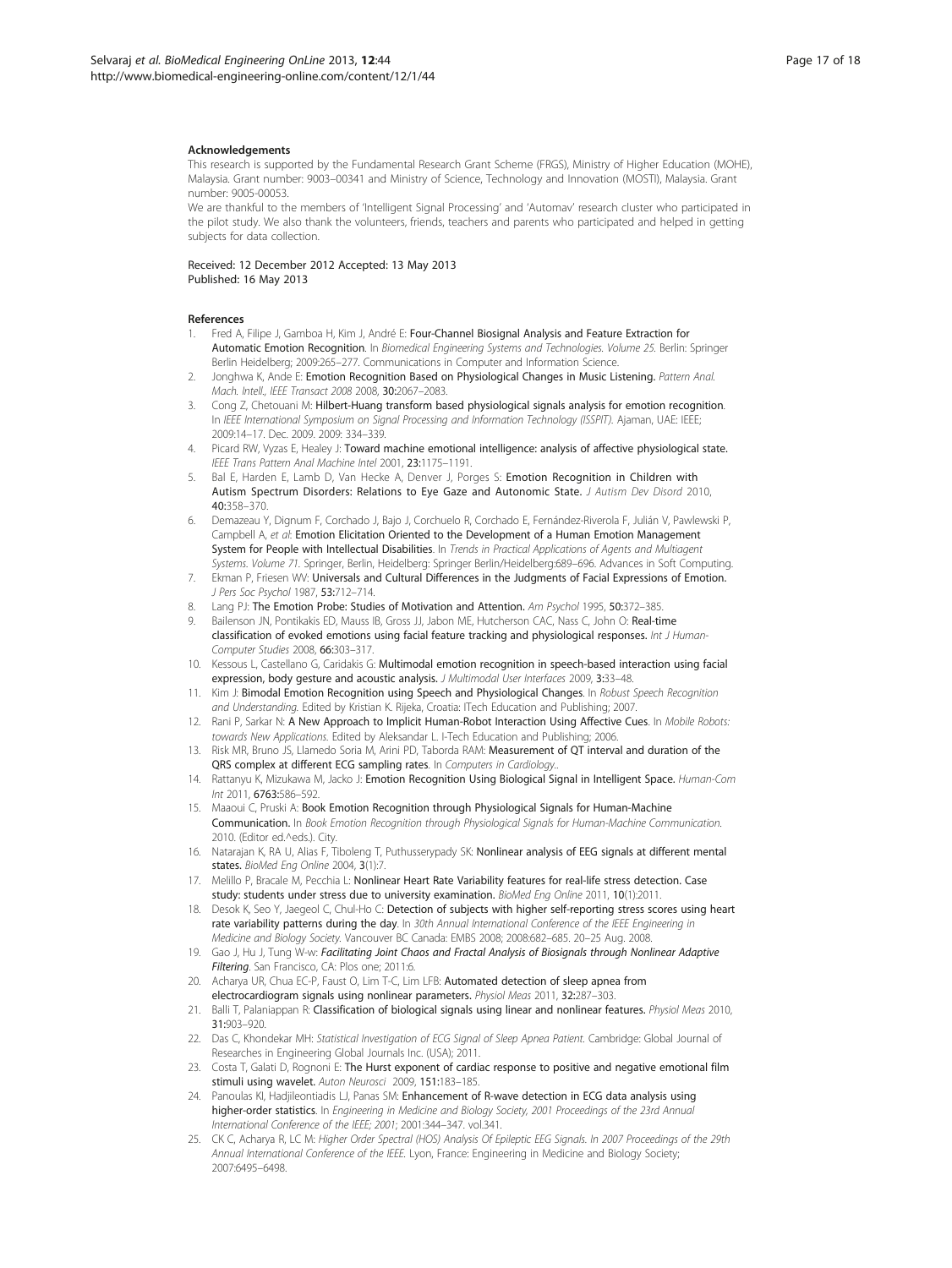### Acknowledgements

This research is supported by the Fundamental Research Grant Scheme (FRGS), Ministry of Higher Education (MOHE), Malaysia. Grant number: 9003–00341 and Ministry of Science, Technology and Innovation (MOSTI), Malaysia. Grant number: 9005-00053.

We are thankful to the members of 'Intelligent Signal Processing' and 'Automav' research cluster who participated in the pilot study. We also thank the volunteers, friends, teachers and parents who participated and helped in getting subjects for data collection.

Received: 12 December 2012 Accepted: 13 May 2013
Published: 16 May 2013

### References

1. Fred A, Filipe J, Gamboa H, Kim J, André E: **Four-Channel Biosignal Analysis and Feature Extraction for Automatic Emotion Recognition**. In *Biomedical Engineering Systems and Technologies. Volume 25*. Berlin: Springer Berlin Heidelberg; 2009:265–277. Communications in Computer and Information Science.
2. Jonghwa K, Ande E: **Emotion Recognition Based on Physiological Changes in Music Listening.** *Pattern Anal. Mach. Intell., IEEE Transact 2008* 2008, **30:**2067–2083.
3. Cong Z, Chetouani M: **Hilbert-Huang transform based physiological signals analysis for emotion recognition**. In *IEEE International Symposium on Signal Processing and Information Technology (ISSPIT)*. Ajaman, UAE: IEEE; 2009:14–17. Dec. 2009. 2009: 334–339.
4. Picard RW, Vyzas E, Healey J: **Toward machine emotional intelligence: analysis of affective physiological state.** *IEEE Trans Pattern Anal Machine Intel* 2001, **23:**1175–1191.
5. Bal E, Harden E, Lamb D, Van Hecke A, Denver J, Porges S: **Emotion Recognition in Children with Autism Spectrum Disorders: Relations to Eye Gaze and Autonomic State.** *J Autism Dev Disord* 2010, **40:**358–370.
6. Demazeau Y, Dignum F, Corchado J, Bajo J, Corchuelo R, Corchado E, Fernández-Riverola F, Julián V, Pawlewski P, Campbell A, *et al*: **Emotion Elicitation Oriented to the Development of a Human Emotion Management System for People with Intellectual Disabilities**. In *Trends in Practical Applications of Agents and Multiagent Systems. Volume 71*. Springer, Berlin, Heidelberg: Springer Berlin/Heidelberg:689–696. Advances in Soft Computing.
7. Ekman P, Friesen WV: **Universals and Cultural Differences in the Judgments of Facial Expressions of Emotion.** *J Pers Soc Psychol* 1987, **53:**712–714.
8. Lang PJ: **The Emotion Probe: Studies of Motivation and Attention.** *Am Psychol* 1995, **50:**372–385.
9. Bailenson JN, Pontikakis ED, Mauss IB, Gross JJ, Jabon ME, Hutcherson CAC, Nass C, John O: **Real-time classification of evoked emotions using facial feature tracking and physiological responses.** *Int J Human-Computer Studies* 2008, **66:**303–317.
10. Kessous L, Castellano G, Caridakis G: **Multimodal emotion recognition in speech-based interaction using facial expression, body gesture and acoustic analysis.** *J Multimodal User Interfaces* 2009, **3:**33–48.
11. Kim J: **Bimodal Emotion Recognition using Speech and Physiological Changes**. In *Robust Speech Recognition and Understanding*. Edited by Kristian K. Rijeka, Croatia: ITech Education and Publishing; 2007.
12. Rani P, Sarkar N: **A New Approach to Implicit Human-Robot Interaction Using Affective Cues**. In *Mobile Robots: towards New Applications*. Edited by Aleksandar L. I-Tech Education and Publishing; 2006.
13. Risk MR, Bruno JS, Llamedo Soria M, Arini PD, Taborda RAM: **Measurement of QT interval and duration of the QRS complex at different ECG sampling rates**. In *Computers in Cardiology.*.
14. Rattanyu K, Mizukawa M, Jacko J: **Emotion Recognition Using Biological Signal in Intelligent Space.** *Human-Com Int* 2011, **6763:**586–592.
15. Maaoui C, Pruski A: **Book Emotion Recognition through Physiological Signals for Human-Machine Communication.** In *Book Emotion Recognition through Physiological Signals for Human-Machine Communication*. 2010. (Editor ed.^eds.). City.
16. Natarajan K, RA U, Alias F, Tiboleng T, Puthusserypady SK: **Nonlinear analysis of EEG signals at different mental states.** *BioMed Eng Online* 2004, **3**(1):7.
17. Melillo P, Bracale M, Pecchia L: **Nonlinear Heart Rate Variability features for real-life stress detection. Case study: students under stress due to university examination.** *BioMed Eng Online* 2011, **10**(1):2011.
18. Desok K, Seo Y, Jaegeol C, Chul-Ho C: **Detection of subjects with higher self-reporting stress scores using heart rate variability patterns during the day**. In *30th Annual International Conference of the IEEE Engineering in Medicine and Biology Society*. Vancouver BC Canada: EMBS 2008; 2008:682–685. 20–25 Aug. 2008.
19. Gao J, Hu J, Tung W-w: ***Facilitating Joint Chaos and Fractal Analysis of Biosignals through Nonlinear Adaptive Filtering***. San Francisco, CA: Plos one; 2011:6.
20. Acharya UR, Chua EC-P, Faust O, Lim T-C, Lim LFB: **Automated detection of sleep apnea from electrocardiogram signals using nonlinear parameters.** *Physiol Meas* 2011, **32:**287–303.
21. Balli T, Palaniappan R: **Classification of biological signals using linear and nonlinear features.** *Physiol Meas* 2010, **31:**903–920.
22. Das C, Khondekar MH: *Statistical Investigation of ECG Signal of Sleep Apnea Patient*. Cambridge: Global Journal of Researches in Engineering Global Journals Inc. (USA); 2011.
23. Costa T, Galati D, Rognoni E: **The Hurst exponent of cardiac response to positive and negative emotional film stimuli using wavelet.** *Auton Neurosci* 2009, **151:**183–185.
24. Panoulas KI, Hadjileontiadis LJ, Panas SM: **Enhancement of R-wave detection in ECG data analysis using higher-order statistics**. In *Engineering in Medicine and Biology Society, 2001 Proceedings of the 23rd Annual International Conference of the IEEE; 2001*; 2001:344–347. vol.341.
25. CK C, Acharya R, LC M: *Higher Order Spectral (HOS) Analysis Of Epileptic EEG Signals. In 2007 Proceedings of the 29th Annual International Conference of the IEEE*. Lyon, France: Engineering in Medicine and Biology Society; 2007:6495–6498.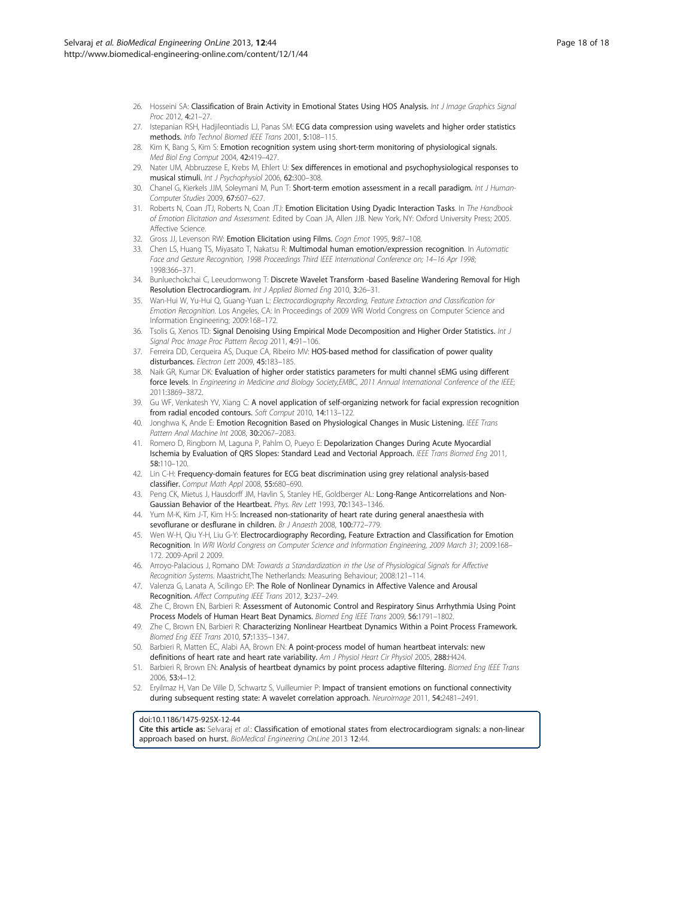26. Hosseini SA: **Classification of Brain Activity in Emotional States Using HOS Analysis.** *Int J Image Graphics Signal Proc* 2012, **4:**21–27.
27. Istepanian RSH, Hadjileontiadis LJ, Panas SM: **ECG data compression using wavelets and higher order statistics methods.** *Info Technol Biomed IEEE Trans* 2001, **5:**108–115.
28. Kim K, Bang S, Kim S: **Emotion recognition system using short-term monitoring of physiological signals.** *Med Biol Eng Comput* 2004, **42:**419–427.
29. Nater UM, Abbruzzese E, Krebs M, Ehlert U: **Sex differences in emotional and psychophysiological responses to musical stimuli.** *Int J Psychophysiol* 2006, **62:**300–308.
30. Chanel G, Kierkels JJM, Soleymani M, Pun T: **Short-term emotion assessment in a recall paradigm.** *Int J Human-Computer Studies* 2009, **67:**607–627.
31. Roberts N, Coan JTJ, Roberts N, Coan JTJ: **Emotion Elicitation Using Dyadic Interaction Tasks**. In *The Handbook of Emotion Elicitation and Assessment*. Edited by Coan JA, Allen JJB. New York, NY: Oxford University Press; 2005. Affective Science.
32. Gross JJ, Levenson RW: **Emotion Elicitation using Films.** *Cogn Emot* 1995, **9:**87–108.
33. Chen LS, Huang TS, Miyasato T, Nakatsu R: **Multimodal human emotion/expression recognition**. In *Automatic Face and Gesture Recognition, 1998 Proceedings Third IEEE International Conference on; 14–16 Apr 1998*; 1998:366–371.
34. Bunluechokchai C, Leeudomwong T: **Discrete Wavelet Transform -based Baseline Wandering Removal for High Resolution Electrocardiogram.** *Int J Applied Biomed Eng* 2010, **3:**26–31.
35. Wan-Hui W, Yu-Hui Q, Guang-Yuan L: *Electrocardiography Recording, Feature Extraction and Classification for Emotion Recognition.* Los Angeles, CA: In Proceedings of 2009 WRI World Congress on Computer Science and Information Engineering; 2009:168–172.
36. Tsolis G, Xenos TD: **Signal Denoising Using Empirical Mode Decomposition and Higher Order Statistics.** *Int J Signal Proc Image Proc Pattern Recog* 2011, **4:**91–106.
37. Ferreira DD, Cerqueira AS, Duque CA, Ribeiro MV: **HOS-based method for classification of power quality disturbances.** *Electron Lett* 2009, **45:**183–185.
38. Naik GR, Kumar DK: **Evaluation of higher order statistics parameters for multi channel sEMG using different force levels**. In *Engineering in Medicine and Biology Society,EMBC, 2011 Annual International Conference of the IEEE*; 2011:3869–3872.
39. Gu WF, Venkatesh YV, Xiang C: **A novel application of self-organizing network for facial expression recognition from radial encoded contours.** *Soft Comput* 2010, **14:**113–122.
40. Jonghwa K, Ande E: **Emotion Recognition Based on Physiological Changes in Music Listening.** *IEEE Trans Pattern Anal Machine Int* 2008, **30:**2067–2083.
41. Romero D, Ringborn M, Laguna P, Pahlm O, Pueyo E: **Depolarization Changes During Acute Myocardial Ischemia by Evaluation of QRS Slopes: Standard Lead and Vectorial Approach.** *IEEE Trans Biomed Eng* 2011, **58:**110–120.
42. Lin C-H: **Frequency-domain features for ECG beat discrimination using grey relational analysis-based classifier.** *Comput Math Appl* 2008, **55:**680–690.
43. Peng CK, Mietus J, Hausdorff JM, Havlin S, Stanley HE, Goldberger AL: **Long-Range Anticorrelations and Non-Gaussian Behavior of the Heartbeat.** *Phys. Rev Lett* 1993, **70:**1343–1346.
44. Yum M-K, Kim J-T, Kim H-S: **Increased non-stationarity of heart rate during general anaesthesia with sevoflurane or desflurane in children.** *Br J Anaesth* 2008, **100:**772–779.
45. Wen W-H, Qiu Y-H, Liu G-Y: **Electrocardiography Recording, Feature Extraction and Classification for Emotion Recognition**. In *WRI World Congress on Computer Science and Information Engineering, 2009 March 31*; 2009:168–172. 2009-April 2 2009.
46. Arroyo-Palacious J, Romano DM: *Towards a Standardization in the Use of Physiological Signals for Affective Recognition Systems.* Maastricht,The Netherlands: Measuring Behaviour; 2008:121–114.
47. Valenza G, Lanata A, Scilingo EP: **The Role of Nonlinear Dynamics in Affective Valence and Arousal Recognition.** *Affect Computing IEEE Trans* 2012, **3:**237–249.
48. Zhe C, Brown EN, Barbieri R: **Assessment of Autonomic Control and Respiratory Sinus Arrhythmia Using Point Process Models of Human Heart Beat Dynamics.** *Biomed Eng IEEE Trans* 2009, **56:**1791–1802.
49. Zhe C, Brown EN, Barbieri R: **Characterizing Nonlinear Heartbeat Dynamics Within a Point Process Framework.** *Biomed Eng IEEE Trans* 2010, **57:**1335–1347.
50. Barbieri R, Matten EC, Alabi AA, Brown EN: **A point-process model of human heartbeat intervals: new definitions of heart rate and heart rate variability.** *Am J Physiol Heart Cir Physiol* 2005, **288:**H424.
51. Barbieri R, Brown EN: **Analysis of heartbeat dynamics by point process adaptive filtering.** *Biomed Eng IEEE Trans* 2006, **53:**4–12.
52. Eryilmaz H, Van De Ville D, Schwartz S, Vuilleumier P: **Impact of transient emotions on functional connectivity during subsequent resting state: A wavelet correlation approach.** *Neuroimage* 2011, **54:**2481–2491.

doi:10.1186/1475-925X-12-44

**Cite this article as:** Selvaraj *et al.*: Classification of emotional states from electrocardiogram signals: a non-linear approach based on hurst. *BioMedical Engineering OnLine* 2013 **12**:44.